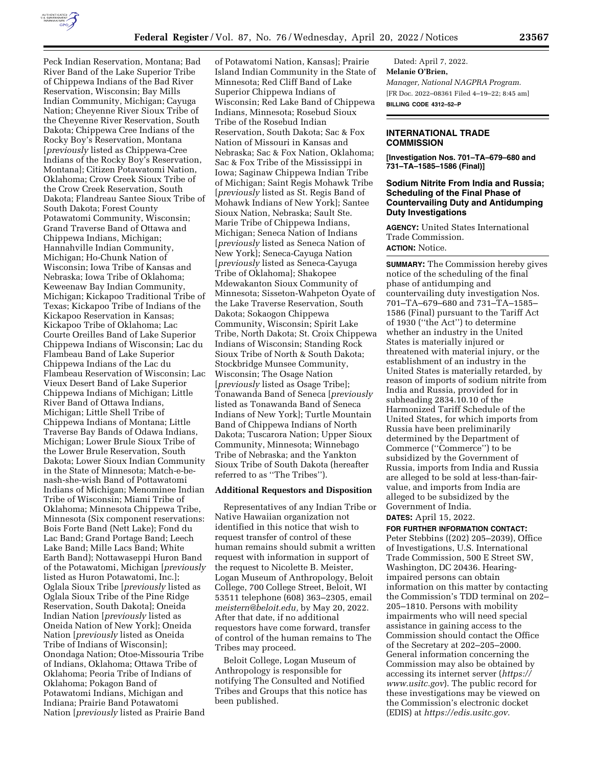Peck Indian Reservation, Montana; Bad River Band of the Lake Superior Tribe of Chippewa Indians of the Bad River Reservation, Wisconsin; Bay Mills Indian Community, Michigan; Cayuga Nation; Cheyenne River Sioux Tribe of the Cheyenne River Reservation, South Dakota; Chippewa Cree Indians of the Rocky Boy's Reservation, Montana [*previously* listed as Chippewa-Cree Indians of the Rocky Boy's Reservation, Montana]; Citizen Potawatomi Nation, Oklahoma; Crow Creek Sioux Tribe of the Crow Creek Reservation, South Dakota; Flandreau Santee Sioux Tribe of South Dakota; Forest County Potawatomi Community, Wisconsin; Grand Traverse Band of Ottawa and Chippewa Indians, Michigan; Hannahville Indian Community, Michigan; Ho-Chunk Nation of Wisconsin; Iowa Tribe of Kansas and Nebraska; Iowa Tribe of Oklahoma; Keweenaw Bay Indian Community, Michigan; Kickapoo Traditional Tribe of Texas; Kickapoo Tribe of Indians of the Kickapoo Reservation in Kansas; Kickapoo Tribe of Oklahoma; Lac Courte Oreilles Band of Lake Superior Chippewa Indians of Wisconsin; Lac du Flambeau Band of Lake Superior Chippewa Indians of the Lac du Flambeau Reservation of Wisconsin; Lac Vieux Desert Band of Lake Superior Chippewa Indians of Michigan; Little River Band of Ottawa Indians, Michigan; Little Shell Tribe of Chippewa Indians of Montana; Little Traverse Bay Bands of Odawa Indians, Michigan; Lower Brule Sioux Tribe of the Lower Brule Reservation, South Dakota; Lower Sioux Indian Community in the State of Minnesota; Match-e-be-nash-she-wish Band of Pottawatomi Indians of Michigan; Menominee Indian Tribe of Wisconsin; Miami Tribe of Oklahoma; Minnesota Chippewa Tribe, Minnesota (Six component reservations: Bois Forte Band (Nett Lake); Fond du Lac Band; Grand Portage Band; Leech Lake Band; Mille Lacs Band; White Earth Band); Nottawaseppi Huron Band of the Potawatomi, Michigan [*previously* listed as Huron Potawatomi, Inc.]; Oglala Sioux Tribe [*previously* listed as Oglala Sioux Tribe of the Pine Ridge Reservation, South Dakota]; Oneida Indian Nation [*previously* listed as Oneida Nation of New York]; Oneida Nation [*previously* listed as Oneida Tribe of Indians of Wisconsin]; Onondaga Nation; Otoe-Missouria Tribe of Indians, Oklahoma; Ottawa Tribe of Oklahoma; Peoria Tribe of Indians of Oklahoma; Pokagon Band of Potawatomi Indians, Michigan and Indiana; Prairie Band Potawatomi Nation [*previously* listed as Prairie Band of Potawatomi Nation, Kansas]; Prairie Island Indian Community in the State of Minnesota; Red Cliff Band of Lake Superior Chippewa Indians of Wisconsin; Red Lake Band of Chippewa Indians, Minnesota; Rosebud Sioux Tribe of the Rosebud Indian Reservation, South Dakota; Sac & Fox Nation of Missouri in Kansas and Nebraska; Sac & Fox Nation, Oklahoma; Sac & Fox Tribe of the Mississippi in Iowa; Saginaw Chippewa Indian Tribe of Michigan; Saint Regis Mohawk Tribe [*previously* listed as St. Regis Band of Mohawk Indians of New York]; Santee Sioux Nation, Nebraska; Sault Ste. Marie Tribe of Chippewa Indians, Michigan; Seneca Nation of Indians [*previously* listed as Seneca Nation of New York]; Seneca-Cayuga Nation [*previously* listed as Seneca-Cayuga Tribe of Oklahoma]; Shakopee Mdewakanton Sioux Community of Minnesota; Sisseton-Wahpeton Oyate of the Lake Traverse Reservation, South Dakota; Sokaogon Chippewa Community, Wisconsin; Spirit Lake Tribe, North Dakota; St. Croix Chippewa Indians of Wisconsin; Standing Rock Sioux Tribe of North & South Dakota; Stockbridge Munsee Community, Wisconsin; The Osage Nation [*previously* listed as Osage Tribe]; Tonawanda Band of Seneca [*previously* listed as Tonawanda Band of Seneca Indians of New York]; Turtle Mountain Band of Chippewa Indians of North Dakota; Tuscarora Nation; Upper Sioux Community, Minnesota; Winnebago Tribe of Nebraska; and the Yankton Sioux Tribe of South Dakota (hereafter referred to as "The Tribes").

### Additional Requestors and Disposition

Representatives of any Indian Tribe or Native Hawaiian organization not identified in this notice that wish to request transfer of control of these human remains should submit a written request with information in support of the request to Nicolette B. Meister, Logan Museum of Anthropology, Beloit College, 700 College Street, Beloit, WI 53511 telephone (608) 363–2305, email *meistern@beloit.edu,* by May 20, 2022. After that date, if no additional requestors have come forward, transfer of control of the human remains to The Tribes may proceed.

Beloit College, Logan Museum of Anthropology is responsible for notifying The Consulted and Notified Tribes and Groups that this notice has been published.

Dated: April 7, 2022.

**Melanie O'Brien,**

*Manager, National NAGPRA Program.*

[FR Doc. 2022–08361 Filed 4–19–22; 8:45 am]

**BILLING CODE 4312–52–P**

---

## INTERNATIONAL TRADE COMMISSION

**[Investigation Nos. 701–TA–679–680 and 731–TA–1585–1586 (Final)]**

### Sodium Nitrite From India and Russia; Scheduling of the Final Phase of Countervailing Duty and Antidumping Duty Investigations

**AGENCY:** United States International Trade Commission.

**ACTION:** Notice.

**SUMMARY:** The Commission hereby gives notice of the scheduling of the final phase of antidumping and countervailing duty investigation Nos. 701–TA–679–680 and 731–TA–1585–1586 (Final) pursuant to the Tariff Act of 1930 ("the Act") to determine whether an industry in the United States is materially injured or threatened with material injury, or the establishment of an industry in the United States is materially retarded, by reason of imports of sodium nitrite from India and Russia, provided for in subheading 2834.10.10 of the Harmonized Tariff Schedule of the United States, for which imports from Russia have been preliminarily determined by the Department of Commerce ("Commerce") to be subsidized by the Government of Russia, imports from India and Russia are alleged to be sold at less-than-fair-value, and imports from India are alleged to be subsidized by the Government of India.

**DATES:** April 15, 2022.

**FOR FURTHER INFORMATION CONTACT:** Peter Stebbins ((202) 205–2039), Office of Investigations, U.S. International Trade Commission, 500 E Street SW, Washington, DC 20436. Hearing-impaired persons can obtain information on this matter by contacting the Commission's TDD terminal on 202–205–1810. Persons with mobility impairments who will need special assistance in gaining access to the Commission should contact the Office of the Secretary at 202–205–2000. General information concerning the Commission may also be obtained by accessing its internet server (*https://www.usitc.gov*). The public record for these investigations may be viewed on the Commission's electronic docket (EDIS) at *https://edis.usitc.gov.*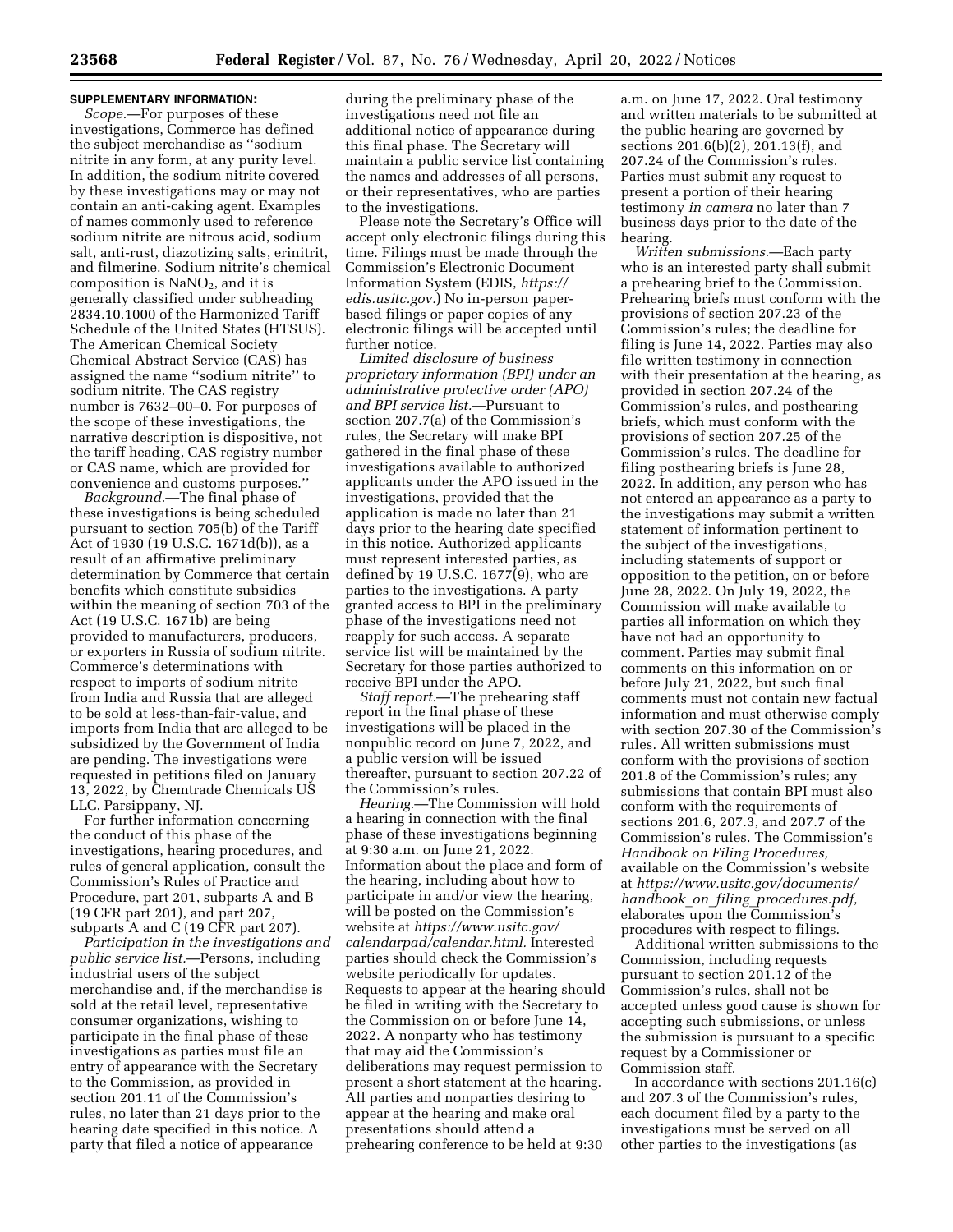**SUPPLEMENTARY INFORMATION:**

*Scope.*—For purposes of these investigations, Commerce has defined the subject merchandise as ''sodium nitrite in any form, at any purity level. In addition, the sodium nitrite covered by these investigations may or may not contain an anti-caking agent. Examples of names commonly used to reference sodium nitrite are nitrous acid, sodium salt, anti-rust, diazotizing salts, erinitrit, and filmerine. Sodium nitrite's chemical composition is $NaNO_2$, and it is generally classified under subheading 2834.10.1000 of the Harmonized Tariff Schedule of the United States (HTSUS). The American Chemical Society Chemical Abstract Service (CAS) has assigned the name ''sodium nitrite'' to sodium nitrite. The CAS registry number is 7632–00–0. For purposes of the scope of these investigations, the narrative description is dispositive, not the tariff heading, CAS registry number or CAS name, which are provided for convenience and customs purposes.''

*Background.*—The final phase of these investigations is being scheduled pursuant to section 705(b) of the Tariff Act of 1930 (19 U.S.C. 1671d(b)), as a result of an affirmative preliminary determination by Commerce that certain benefits which constitute subsidies within the meaning of section 703 of the Act (19 U.S.C. 1671b) are being provided to manufacturers, producers, or exporters in Russia of sodium nitrite. Commerce's determinations with respect to imports of sodium nitrite from India and Russia that are alleged to be sold at less-than-fair-value, and imports from India that are alleged to be subsidized by the Government of India are pending. The investigations were requested in petitions filed on January 13, 2022, by Chemtrade Chemicals US LLC, Parsippany, NJ.

For further information concerning the conduct of this phase of the investigations, hearing procedures, and rules of general application, consult the Commission's Rules of Practice and Procedure, part 201, subparts A and B (19 CFR part 201), and part 207, subparts A and C (19 CFR part 207).

*Participation in the investigations and public service list.*—Persons, including industrial users of the subject merchandise and, if the merchandise is sold at the retail level, representative consumer organizations, wishing to participate in the final phase of these investigations as parties must file an entry of appearance with the Secretary to the Commission, as provided in section 201.11 of the Commission's rules, no later than 21 days prior to the hearing date specified in this notice. A party that filed a notice of appearance during the preliminary phase of the investigations need not file an additional notice of appearance during this final phase. The Secretary will maintain a public service list containing the names and addresses of all persons, or their representatives, who are parties to the investigations.

Please note the Secretary's Office will accept only electronic filings during this time. Filings must be made through the Commission's Electronic Document Information System (EDIS, *https://edis.usitc.gov.*) No in-person paper-based filings or paper copies of any electronic filings will be accepted until further notice.

*Limited disclosure of business proprietary information (BPI) under an administrative protective order (APO) and BPI service list.*—Pursuant to section 207.7(a) of the Commission's rules, the Secretary will make BPI gathered in the final phase of these investigations available to authorized applicants under the APO issued in the investigations, provided that the application is made no later than 21 days prior to the hearing date specified in this notice. Authorized applicants must represent interested parties, as defined by 19 U.S.C. 1677(9), who are parties to the investigations. A party granted access to BPI in the preliminary phase of the investigations need not reapply for such access. A separate service list will be maintained by the Secretary for those parties authorized to receive BPI under the APO.

*Staff report.*—The prehearing staff report in the final phase of these investigations will be placed in the nonpublic record on June 7, 2022, and a public version will be issued thereafter, pursuant to section 207.22 of the Commission's rules.

*Hearing.*—The Commission will hold a hearing in connection with the final phase of these investigations beginning at 9:30 a.m. on June 21, 2022. Information about the place and form of the hearing, including about how to participate in and/or view the hearing, will be posted on the Commission's website at *https://www.usitc.gov/calendarpad/calendar.html.* Interested parties should check the Commission's website periodically for updates. Requests to appear at the hearing should be filed in writing with the Secretary to the Commission on or before June 14, 2022. A nonparty who has testimony that may aid the Commission's deliberations may request permission to present a short statement at the hearing. All parties and nonparties desiring to appear at the hearing and make oral presentations should attend a prehearing conference to be held at 9:30 a.m. on June 17, 2022. Oral testimony and written materials to be submitted at the public hearing are governed by sections 201.6(b)(2), 201.13(f), and 207.24 of the Commission's rules. Parties must submit any request to present a portion of their hearing testimony *in camera* no later than 7 business days prior to the date of the hearing.

*Written submissions.*—Each party who is an interested party shall submit a prehearing brief to the Commission. Prehearing briefs must conform with the provisions of section 207.23 of the Commission's rules; the deadline for filing is June 14, 2022. Parties may also file written testimony in connection with their presentation at the hearing, as provided in section 207.24 of the Commission's rules, and posthearing briefs, which must conform with the provisions of section 207.25 of the Commission's rules. The deadline for filing posthearing briefs is June 28, 2022. In addition, any person who has not entered an appearance as a party to the investigations may submit a written statement of information pertinent to the subject of the investigations, including statements of support or opposition to the petition, on or before June 28, 2022. On July 19, 2022, the Commission will make available to parties all information on which they have not had an opportunity to comment. Parties may submit final comments on this information on or before July 21, 2022, but such final comments must not contain new factual information and must otherwise comply with section 207.30 of the Commission's rules. All written submissions must conform with the provisions of section 201.8 of the Commission's rules; any submissions that contain BPI must also conform with the requirements of sections 201.6, 207.3, and 207.7 of the Commission's rules. The Commission's *Handbook on Filing Procedures,* available on the Commission's website at *https://www.usitc.gov/documents/handbook_on_filing_procedures.pdf,* elaborates upon the Commission's procedures with respect to filings.

Additional written submissions to the Commission, including requests pursuant to section 201.12 of the Commission's rules, shall not be accepted unless good cause is shown for accepting such submissions, or unless the submission is pursuant to a specific request by a Commissioner or Commission staff.

In accordance with sections 201.16(c) and 207.3 of the Commission's rules, each document filed by a party to the investigations must be served on all other parties to the investigations (as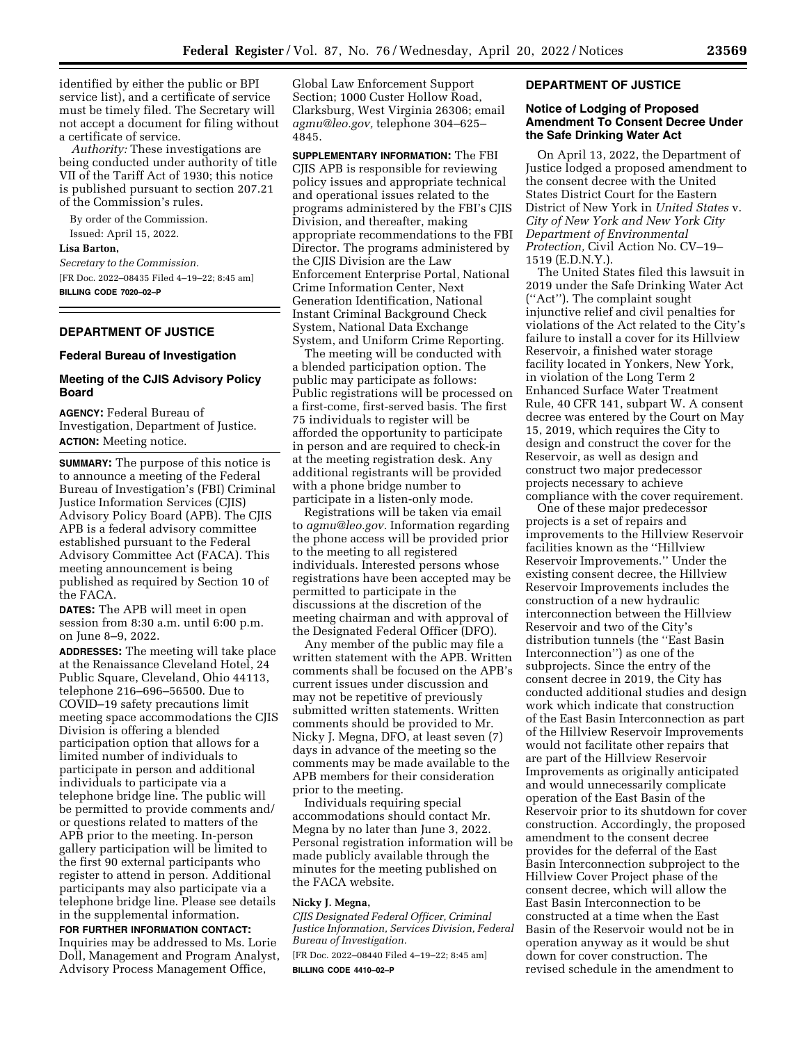identified by either the public or BPI service list), and a certificate of service must be timely filed. The Secretary will not accept a document for filing without a certificate of service.

*Authority:* These investigations are being conducted under authority of title VII of the Tariff Act of 1930; this notice is published pursuant to section 207.21 of the Commission's rules.

By order of the Commission.

Issued: April 15, 2022.

**Lisa Barton,**

*Secretary to the Commission.*

[FR Doc. 2022–08435 Filed 4–19–22; 8:45 am]

**BILLING CODE 7020–02–P**

## DEPARTMENT OF JUSTICE

### Federal Bureau of Investigation

### Meeting of the CJIS Advisory Policy Board

**AGENCY:** Federal Bureau of Investigation, Department of Justice.

**ACTION:** Meeting notice.

**SUMMARY:** The purpose of this notice is to announce a meeting of the Federal Bureau of Investigation's (FBI) Criminal Justice Information Services (CJIS) Advisory Policy Board (APB). The CJIS APB is a federal advisory committee established pursuant to the Federal Advisory Committee Act (FACA). This meeting announcement is being published as required by Section 10 of the FACA.

**DATES:** The APB will meet in open session from 8:30 a.m. until 6:00 p.m. on June 8–9, 2022.

**ADDRESSES:** The meeting will take place at the Renaissance Cleveland Hotel, 24 Public Square, Cleveland, Ohio 44113, telephone 216–696–56500. Due to COVID–19 safety precautions limit meeting space accommodations the CJIS Division is offering a blended participation option that allows for a limited number of individuals to participate in person and additional individuals to participate via a telephone bridge line. The public will be permitted to provide comments and/or questions related to matters of the APB prior to the meeting. In-person gallery participation will be limited to the first 90 external participants who register to attend in person. Additional participants may also participate via a telephone bridge line. Please see details in the supplemental information.

**FOR FURTHER INFORMATION CONTACT:** Inquiries may be addressed to Ms. Lorie Doll, Management and Program Analyst, Advisory Process Management Office, Global Law Enforcement Support Section; 1000 Custer Hollow Road, Clarksburg, West Virginia 26306; email *agmu@leo.gov,* telephone 304–625–4845.

**SUPPLEMENTARY INFORMATION:** The FBI CJIS APB is responsible for reviewing policy issues and appropriate technical and operational issues related to the programs administered by the FBI's CJIS Division, and thereafter, making appropriate recommendations to the FBI Director. The programs administered by the CJIS Division are the Law Enforcement Enterprise Portal, National Crime Information Center, Next Generation Identification, National Instant Criminal Background Check System, National Data Exchange System, and Uniform Crime Reporting.

The meeting will be conducted with a blended participation option. The public may participate as follows: Public registrations will be processed on a first-come, first-served basis. The first 75 individuals to register will be afforded the opportunity to participate in person and are required to check-in at the meeting registration desk. Any additional registrants will be provided with a phone bridge number to participate in a listen-only mode.

Registrations will be taken via email to *agmu@leo.gov.* Information regarding the phone access will be provided prior to the meeting to all registered individuals. Interested persons whose registrations have been accepted may be permitted to participate in the discussions at the discretion of the meeting chairman and with approval of the Designated Federal Officer (DFO).

Any member of the public may file a written statement with the APB. Written comments shall be focused on the APB's current issues under discussion and may not be repetitive of previously submitted written statements. Written comments should be provided to Mr. Nicky J. Megna, DFO, at least seven (7) days in advance of the meeting so the comments may be made available to the APB members for their consideration prior to the meeting.

Individuals requiring special accommodations should contact Mr. Megna by no later than June 3, 2022. Personal registration information will be made publicly available through the minutes for the meeting published on the FACA website.

**Nicky J. Megna,**

*CJIS Designated Federal Officer, Criminal Justice Information, Services Division, Federal Bureau of Investigation.*

[FR Doc. 2022–08440 Filed 4–19–22; 8:45 am]

**BILLING CODE 4410–02–P**

## DEPARTMENT OF JUSTICE

### Notice of Lodging of Proposed Amendment To Consent Decree Under the Safe Drinking Water Act

On April 13, 2022, the Department of Justice lodged a proposed amendment to the consent decree with the United States District Court for the Eastern District of New York in *United States* v. *City of New York and New York City Department of Environmental Protection,* Civil Action No. CV–19–1519 (E.D.N.Y.).

The United States filed this lawsuit in 2019 under the Safe Drinking Water Act (''Act''). The complaint sought injunctive relief and civil penalties for violations of the Act related to the City's failure to install a cover for its Hillview Reservoir, a finished water storage facility located in Yonkers, New York, in violation of the Long Term 2 Enhanced Surface Water Treatment Rule, 40 CFR 141, subpart W. A consent decree was entered by the Court on May 15, 2019, which requires the City to design and construct the cover for the Reservoir, as well as design and construct two major predecessor projects necessary to achieve compliance with the cover requirement.

One of these major predecessor projects is a set of repairs and improvements to the Hillview Reservoir facilities known as the ''Hillview Reservoir Improvements.'' Under the existing consent decree, the Hillview Reservoir Improvements includes the construction of a new hydraulic interconnection between the Hillview Reservoir and two of the City's distribution tunnels (the ''East Basin Interconnection'') as one of the subprojects. Since the entry of the consent decree in 2019, the City has conducted additional studies and design work which indicate that construction of the East Basin Interconnection as part of the Hillview Reservoir Improvements would not facilitate other repairs that are part of the Hillview Reservoir Improvements as originally anticipated and would unnecessarily complicate operation of the East Basin of the Reservoir prior to its shutdown for cover construction. Accordingly, the proposed amendment to the consent decree provides for the deferral of the East Basin Interconnection subproject to the Hillview Cover Project phase of the consent decree, which will allow the East Basin Interconnection to be constructed at a time when the East Basin of the Reservoir would not be in operation anyway as it would be shut down for cover construction. The revised schedule in the amendment to